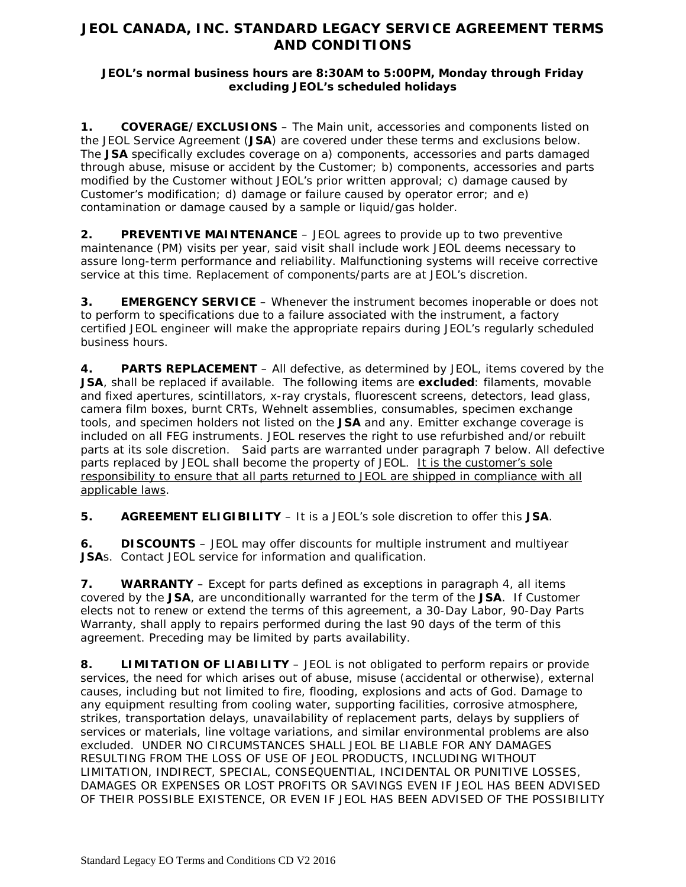# JEOL CANADA, INC. STANDARD LEGACY SERVICE AGREEMENT TERMS AND CONDITIONS

**JEOL's normal business hours are 8:30AM to 5:00PM, Monday through Friday excluding JEOL's scheduled holidays**

**1. COVERAGE/EXCLUSIONS** – The Main unit, accessories and components listed on the JEOL Service Agreement (**JSA**) are covered under these terms and exclusions below. The **JSA** specifically excludes coverage on a) components, accessories and parts damaged through abuse, misuse or accident by the Customer; b) components, accessories and parts modified by the Customer without JEOL's prior written approval; c) damage caused by Customer's modification; d) damage or failure caused by operator error; and e) contamination or damage caused by a sample or liquid/gas holder.

**2. PREVENTIVE MAINTENANCE** – JEOL agrees to provide up to two preventive maintenance (PM) visits per year, said visit shall include work JEOL deems necessary to assure long-term performance and reliability. Malfunctioning systems will receive corrective service at this time. Replacement of components/parts are at JEOL's discretion.

**3. EMERGENCY SERVICE** – Whenever the instrument becomes inoperable or does not to perform to specifications due to a failure associated with the instrument, a factory certified JEOL engineer will make the appropriate repairs during JEOL's regularly scheduled business hours.

**4. PARTS REPLACEMENT** – All defective, as determined by JEOL, items covered by the **JSA**, shall be replaced if available. The following items are **excluded**: filaments, movable and fixed apertures, scintillators, x-ray crystals, fluorescent screens, detectors, lead glass, camera film boxes, burnt CRTs, Wehnelt assemblies, consumables, specimen exchange tools, and specimen holders not listed on the **JSA** and any. Emitter exchange coverage is included on all FEG instruments. JEOL reserves the right to use refurbished and/or rebuilt parts at its sole discretion. Said parts are warranted under paragraph 7 below. All defective parts replaced by JEOL shall become the property of JEOL. <u>It is the customer's sole responsibility to ensure that all parts returned to JEOL are shipped in compliance with all applicable laws</u>.

**5. AGREEMENT ELIGIBILITY** – It is a JEOL's sole discretion to offer this **JSA**.

**6. DISCOUNTS** – JEOL may offer discounts for multiple instrument and multiyear **JSA**s. Contact JEOL service for information and qualification.

**7. WARRANTY** – Except for parts defined as exceptions in paragraph 4, all items covered by the **JSA**, are unconditionally warranted for the term of the **JSA**. If Customer elects not to renew or extend the terms of this agreement, a 30-Day Labor, 90-Day Parts Warranty, shall apply to repairs performed during the last 90 days of the term of this agreement. Preceding may be limited by parts availability.

**8. LIMITATION OF LIABILITY** – JEOL is not obligated to perform repairs or provide services, the need for which arises out of abuse, misuse (accidental or otherwise), external causes, including but not limited to fire, flooding, explosions and acts of God. Damage to any equipment resulting from cooling water, supporting facilities, corrosive atmosphere, strikes, transportation delays, unavailability of replacement parts, delays by suppliers of services or materials, line voltage variations, and similar environmental problems are also excluded. UNDER NO CIRCUMSTANCES SHALL JEOL BE LIABLE FOR ANY DAMAGES RESULTING FROM THE LOSS OF USE OF JEOL PRODUCTS, INCLUDING WITHOUT LIMITATION, INDIRECT, SPECIAL, CONSEQUENTIAL, INCIDENTAL OR PUNITIVE LOSSES, DAMAGES OR EXPENSES OR LOST PROFITS OR SAVINGS EVEN IF JEOL HAS BEEN ADVISED OF THEIR POSSIBLE EXISTENCE, OR EVEN IF JEOL HAS BEEN ADVISED OF THE POSSIBILITY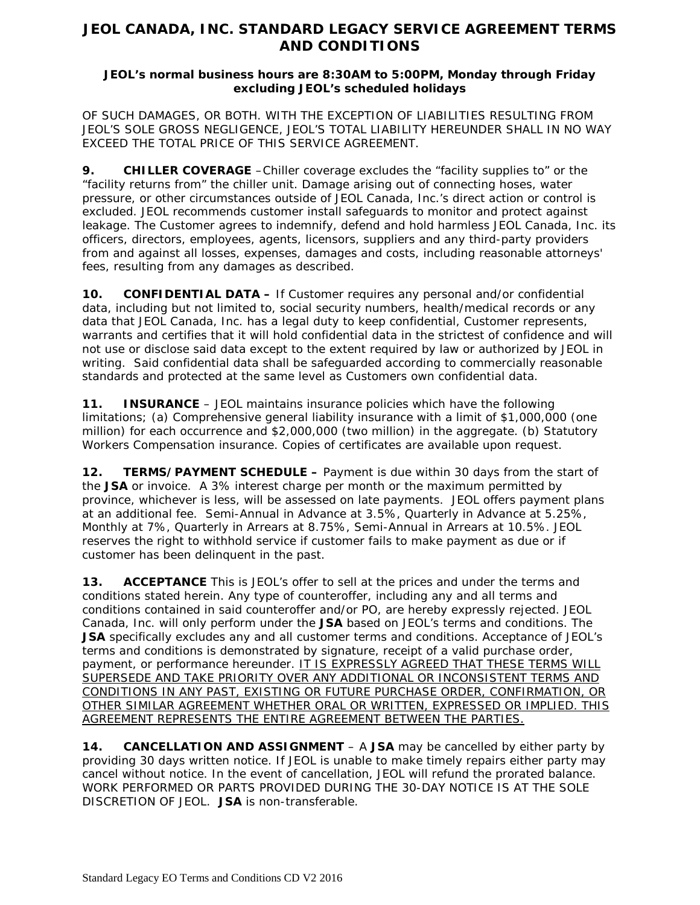# JEOL CANADA, INC. STANDARD LEGACY SERVICE AGREEMENT TERMS AND CONDITIONS

**JEOL's normal business hours are 8:30AM to 5:00PM, Monday through Friday excluding JEOL's scheduled holidays**

OF SUCH DAMAGES, OR BOTH. WITH THE EXCEPTION OF LIABILITIES RESULTING FROM JEOL'S SOLE GROSS NEGLIGENCE, JEOL'S TOTAL LIABILITY HEREUNDER SHALL IN NO WAY EXCEED THE TOTAL PRICE OF THIS SERVICE AGREEMENT.

**9. CHILLER COVERAGE** –Chiller coverage excludes the "facility supplies to" or the "facility returns from" the chiller unit. Damage arising out of connecting hoses, water pressure, or other circumstances outside of JEOL Canada, Inc.'s direct action or control is excluded. JEOL recommends customer install safeguards to monitor and protect against leakage. The Customer agrees to indemnify, defend and hold harmless JEOL Canada, Inc. its officers, directors, employees, agents, licensors, suppliers and any third-party providers from and against all losses, expenses, damages and costs, including reasonable attorneys' fees, resulting from any damages as described.

**10. CONFIDENTIAL DATA –** If Customer requires any personal and/or confidential data, including but not limited to, social security numbers, health/medical records or any data that JEOL Canada, Inc. has a legal duty to keep confidential, Customer represents, warrants and certifies that it will hold confidential data in the strictest of confidence and will not use or disclose said data except to the extent required by law or authorized by JEOL in writing. Said confidential data shall be safeguarded according to commercially reasonable standards and protected at the same level as Customers own confidential data.

**11. INSURANCE** – JEOL maintains insurance policies which have the following limitations; (a) Comprehensive general liability insurance with a limit of $1,000,000 (one million) for each occurrence and $2,000,000 (two million) in the aggregate. (b) Statutory Workers Compensation insurance. Copies of certificates are available upon request.

**12. TERMS/PAYMENT SCHEDULE –** Payment is due within 30 days from the start of the **JSA** or invoice. A 3% interest charge per month or the maximum permitted by province, whichever is less, will be assessed on late payments. JEOL offers payment plans at an additional fee. Semi-Annual in Advance at 3.5%, Quarterly in Advance at 5.25%, Monthly at 7%, Quarterly in Arrears at 8.75%, Semi-Annual in Arrears at 10.5%. JEOL reserves the right to withhold service if customer fails to make payment as due or if customer has been delinquent in the past.

**13. ACCEPTANCE** This is JEOL's offer to sell at the prices and under the terms and conditions stated herein. Any type of counteroffer, including any and all terms and conditions contained in said counteroffer and/or PO, are hereby expressly rejected. JEOL Canada, Inc. will only perform under the **JSA** based on JEOL's terms and conditions. The **JSA** specifically excludes any and all customer terms and conditions. Acceptance of JEOL's terms and conditions is demonstrated by signature, receipt of a valid purchase order, payment, or performance hereunder. <u>IT IS EXPRESSLY AGREED THAT THESE TERMS WILL SUPERSEDE AND TAKE PRIORITY OVER ANY ADDITIONAL OR INCONSISTENT TERMS AND CONDITIONS IN ANY PAST, EXISTING OR FUTURE PURCHASE ORDER, CONFIRMATION, OR OTHER SIMILAR AGREEMENT WHETHER ORAL OR WRITTEN, EXPRESSED OR IMPLIED. THIS AGREEMENT REPRESENTS THE ENTIRE AGREEMENT BETWEEN THE PARTIES.</u>

**14. CANCELLATION AND ASSIGNMENT** – A **JSA** may be cancelled by either party by providing 30 days written notice. If JEOL is unable to make timely repairs either party may cancel without notice. In the event of cancellation, JEOL will refund the prorated balance. WORK PERFORMED OR PARTS PROVIDED DURING THE 30-DAY NOTICE IS AT THE SOLE DISCRETION OF JEOL. **JSA** is non-transferable.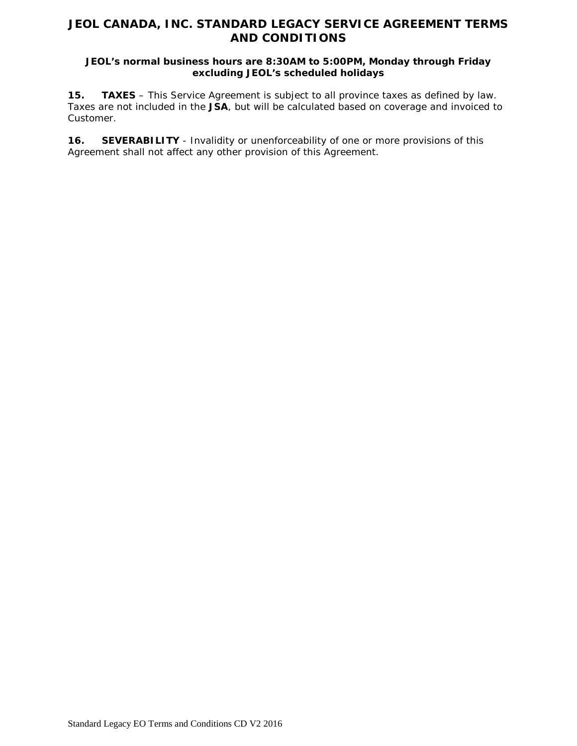# JEOL CANADA, INC. STANDARD LEGACY SERVICE AGREEMENT TERMS AND CONDITIONS

**JEOL's normal business hours are 8:30AM to 5:00PM, Monday through Friday excluding JEOL's scheduled holidays**

**15. TAXES** – This Service Agreement is subject to all province taxes as defined by law. Taxes are not included in the **JSA**, but will be calculated based on coverage and invoiced to Customer.

**16. SEVERABILITY** - Invalidity or unenforceability of one or more provisions of this Agreement shall not affect any other provision of this Agreement.